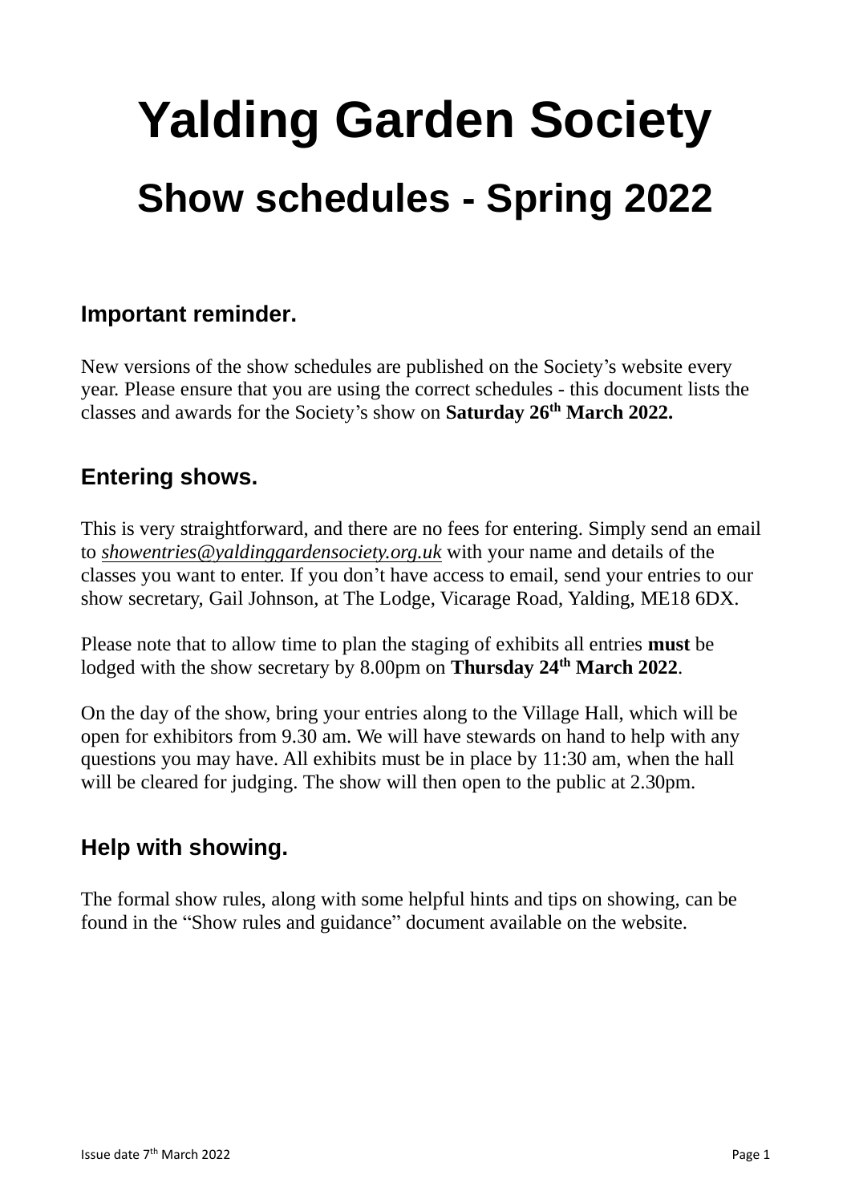# Yalding Garden Society

## Show schedules - Spring 2022

### Important reminder.

New versions of the show schedules are published on the Society's website every year. Please ensure that you are using the correct schedules - this document lists the classes and awards for the Society's show on **Saturday 26th March 2022.**

### Entering shows.

This is very straightforward, and there are no fees for entering. Simply send an email to *showentries@yaldinggardensociety.org.uk* with your name and details of the classes you want to enter. If you don't have access to email, send your entries to our show secretary, Gail Johnson, at The Lodge, Vicarage Road, Yalding, ME18 6DX.

Please note that to allow time to plan the staging of exhibits all entries **must** be lodged with the show secretary by 8.00pm on **Thursday 24th March 2022**.

On the day of the show, bring your entries along to the Village Hall, which will be open for exhibitors from 9.30 am. We will have stewards on hand to help with any questions you may have. All exhibits must be in place by 11:30 am, when the hall will be cleared for judging. The show will then open to the public at 2.30pm.

### Help with showing.

The formal show rules, along with some helpful hints and tips on showing, can be found in the "Show rules and guidance" document available on the website.

Issue date 7th March 2022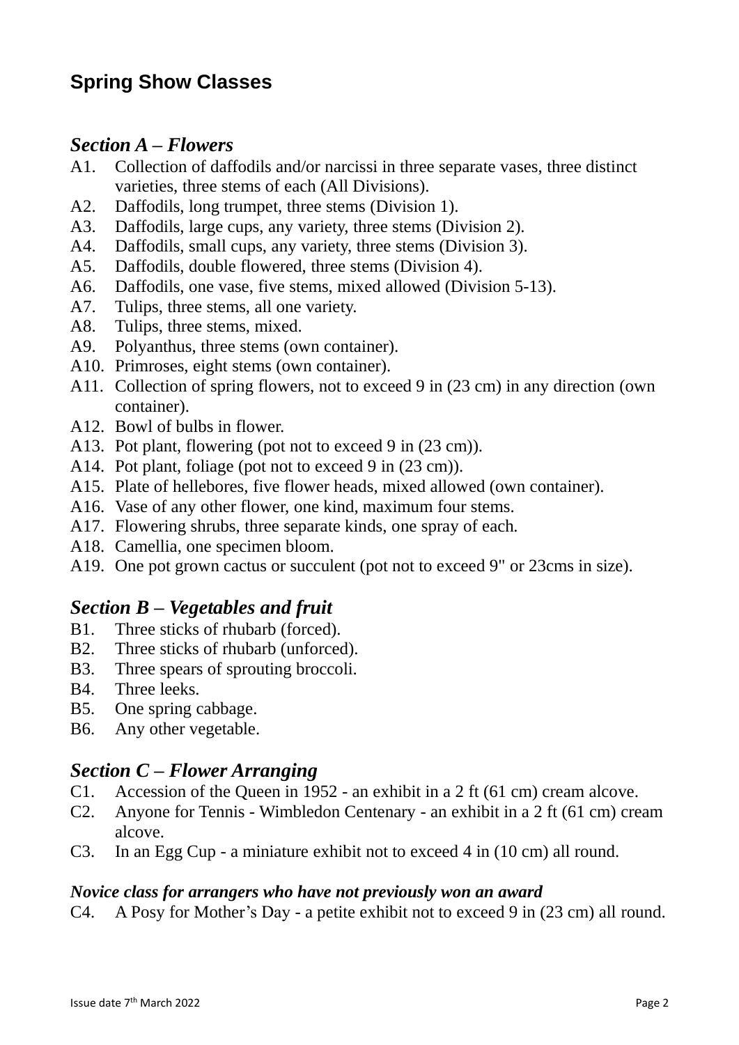## Spring Show Classes

### *Section A – Flowers*

- A1. Collection of daffodils and/or narcissi in three separate vases, three distinct varieties, three stems of each (All Divisions).
- A2. Daffodils, long trumpet, three stems (Division 1).
- A3. Daffodils, large cups, any variety, three stems (Division 2).
- A4. Daffodils, small cups, any variety, three stems (Division 3).
- A5. Daffodils, double flowered, three stems (Division 4).
- A6. Daffodils, one vase, five stems, mixed allowed (Division 5-13).
- A7. Tulips, three stems, all one variety.
- A8. Tulips, three stems, mixed.
- A9. Polyanthus, three stems (own container).
- A10. Primroses, eight stems (own container).
- A11. Collection of spring flowers, not to exceed 9 in (23 cm) in any direction (own container).
- A12. Bowl of bulbs in flower.
- A13. Pot plant, flowering (pot not to exceed 9 in (23 cm)).
- A14. Pot plant, foliage (pot not to exceed 9 in (23 cm)).
- A15. Plate of hellebores, five flower heads, mixed allowed (own container).
- A16. Vase of any other flower, one kind, maximum four stems.
- A17. Flowering shrubs, three separate kinds, one spray of each.
- A18. Camellia, one specimen bloom.
- A19. One pot grown cactus or succulent (pot not to exceed 9" or 23cms in size).

### *Section B – Vegetables and fruit*

- B1. Three sticks of rhubarb (forced).
- B2. Three sticks of rhubarb (unforced).
- B3. Three spears of sprouting broccoli.
- B4. Three leeks.
- B5. One spring cabbage.
- B6. Any other vegetable.

### *Section C – Flower Arranging*

- C1. Accession of the Queen in 1952 - an exhibit in a 2 ft (61 cm) cream alcove.
- C2. Anyone for Tennis - Wimbledon Centenary - an exhibit in a 2 ft (61 cm) cream alcove.
- C3. In an Egg Cup - a miniature exhibit not to exceed 4 in (10 cm) all round.

***Novice class for arrangers who have not previously won an award***

- C4. A Posy for Mother's Day - a petite exhibit not to exceed 9 in (23 cm) all round.

Issue date 7th March 2022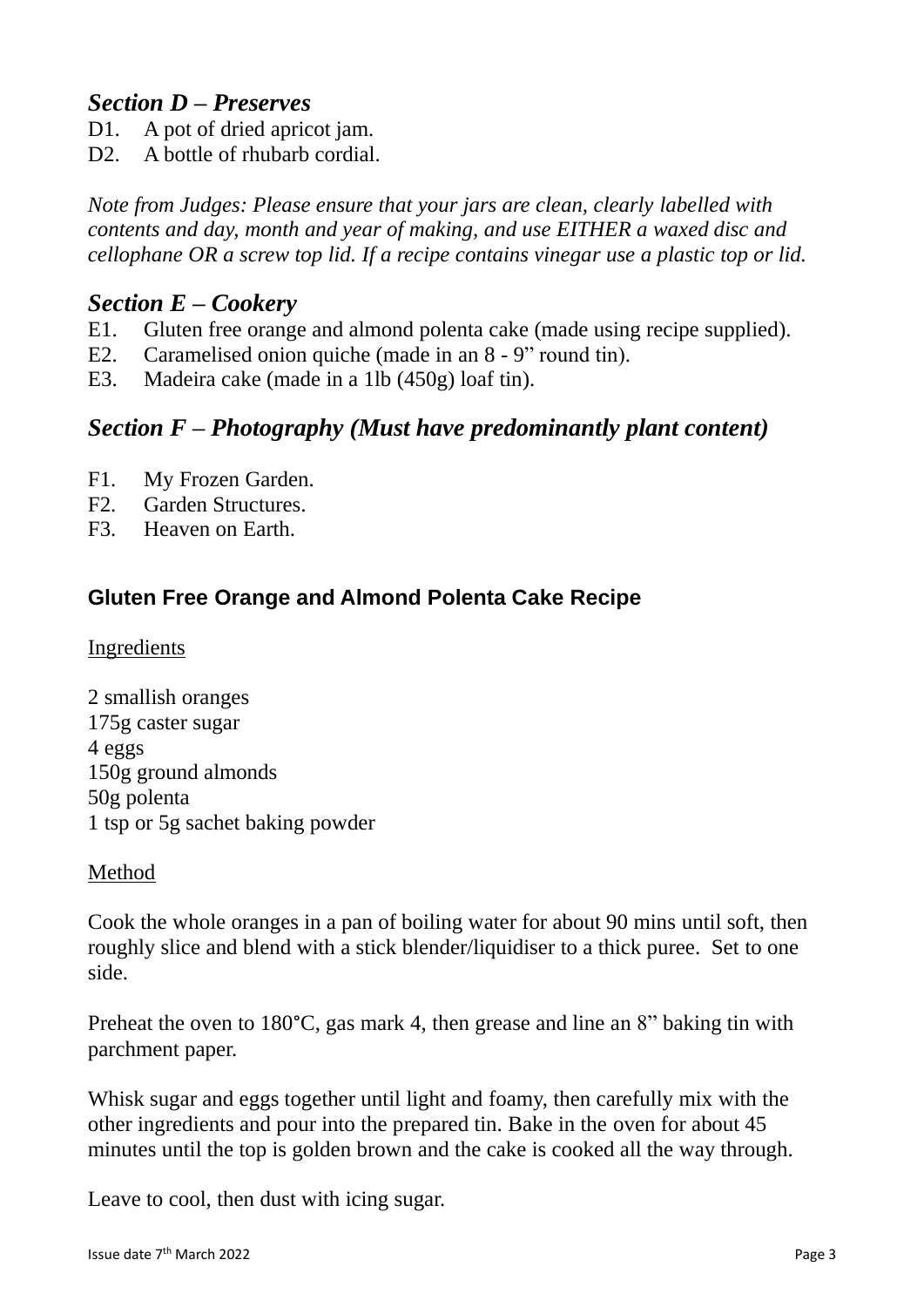## *Section D – Preserves*

D1. A pot of dried apricot jam.
D2. A bottle of rhubarb cordial.

*Note from Judges: Please ensure that your jars are clean, clearly labelled with contents and day, month and year of making, and use EITHER a waxed disc and cellophane OR a screw top lid. If a recipe contains vinegar use a plastic top or lid.*

## *Section E – Cookery*

E1. Gluten free orange and almond polenta cake (made using recipe supplied).
E2. Caramelised onion quiche (made in an 8 - 9" round tin).
E3. Madeira cake (made in a 1lb (450g) loaf tin).

## *Section F – Photography (Must have predominantly plant content)*

F1. My Frozen Garden.
F2. Garden Structures.
F3. Heaven on Earth.

### Gluten Free Orange and Almond Polenta Cake Recipe

Ingredients

2 smallish oranges
175g caster sugar
4 eggs
150g ground almonds
50g polenta
1 tsp or 5g sachet baking powder

Method

Cook the whole oranges in a pan of boiling water for about 90 mins until soft, then roughly slice and blend with a stick blender/liquidiser to a thick puree. Set to one side.

Preheat the oven to 180°C, gas mark 4, then grease and line an 8" baking tin with parchment paper.

Whisk sugar and eggs together until light and foamy, then carefully mix with the other ingredients and pour into the prepared tin. Bake in the oven for about 45 minutes until the top is golden brown and the cake is cooked all the way through.

Leave to cool, then dust with icing sugar.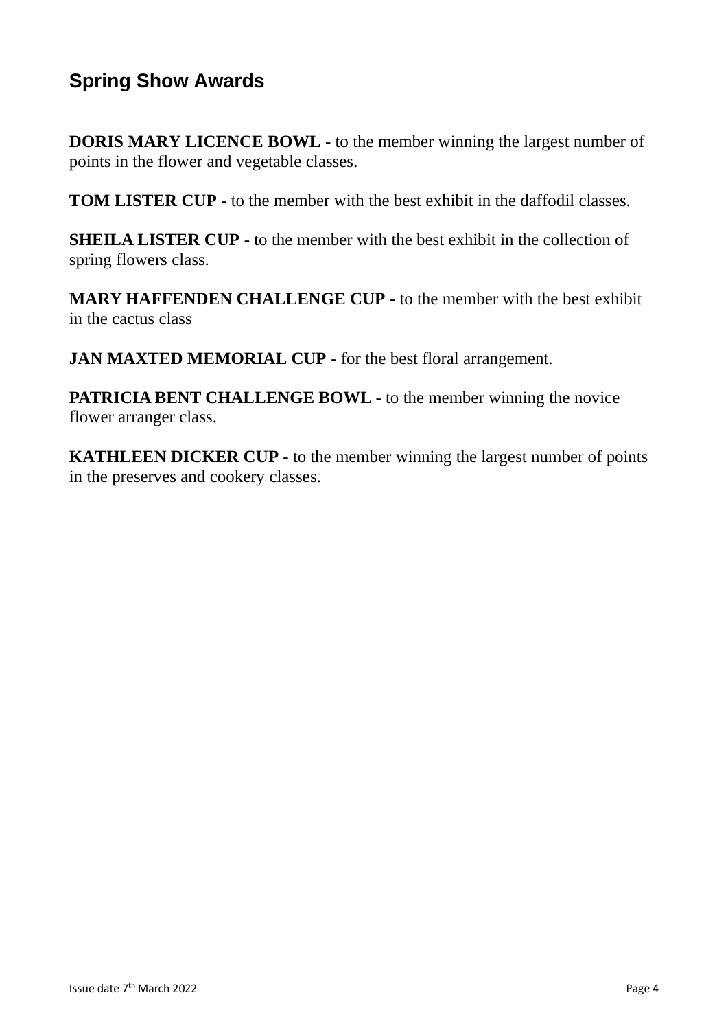## Spring Show Awards

**DORIS MARY LICENCE BOWL** - to the member winning the largest number of points in the flower and vegetable classes.

**TOM LISTER CUP** - to the member with the best exhibit in the daffodil classes.

**SHEILA LISTER CUP** - to the member with the best exhibit in the collection of spring flowers class.

**MARY HAFFENDEN CHALLENGE CUP** - to the member with the best exhibit in the cactus class

**JAN MAXTED MEMORIAL CUP** - for the best floral arrangement.

**PATRICIA BENT CHALLENGE BOWL** - to the member winning the novice flower arranger class.

**KATHLEEN DICKER CUP** - to the member winning the largest number of points in the preserves and cookery classes.